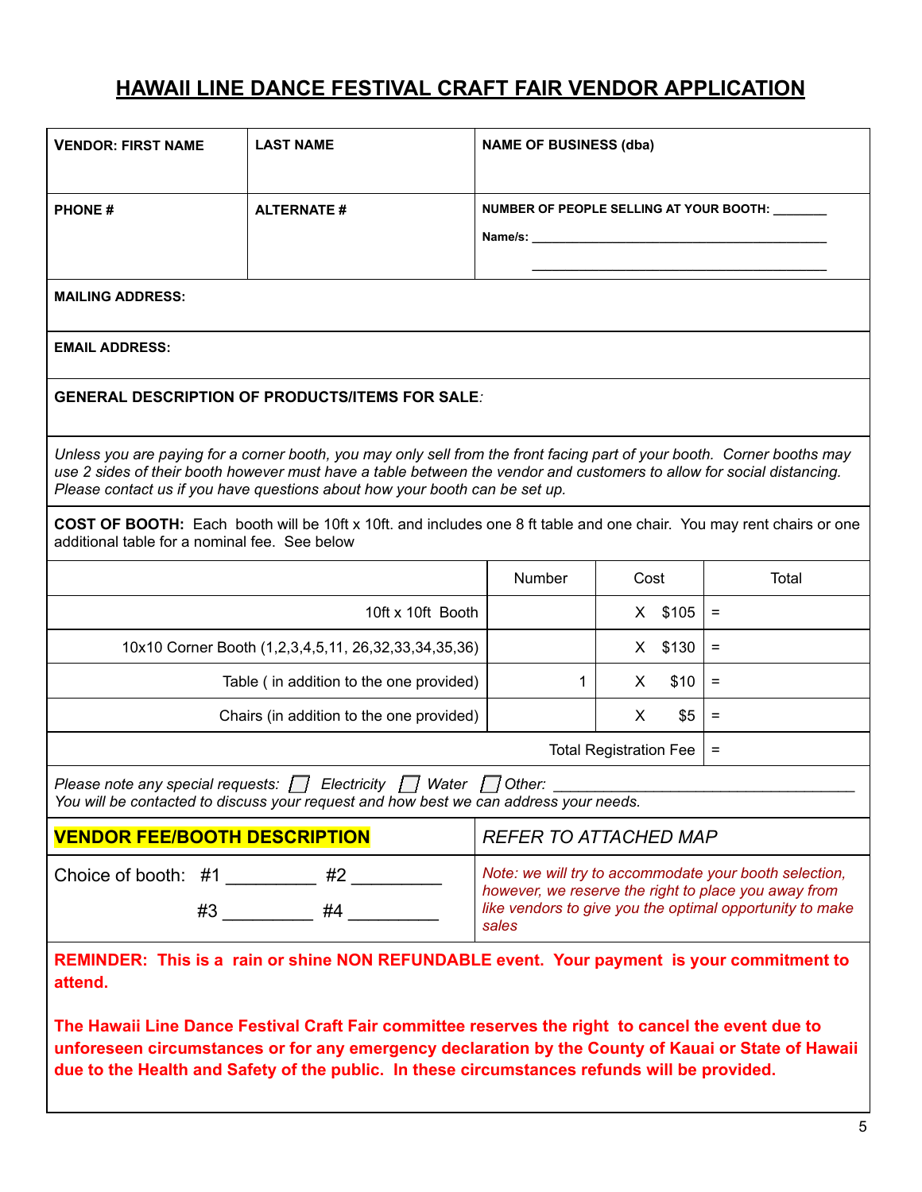# HAWAII LINE DANCE FESTIVAL CRAFT FAIR VENDOR APPLICATION

| **VENDOR: FIRST NAME** | **LAST NAME** | **NAME OF BUSINESS (dba)** |
|---|---|---|
| **PHONE #** | **ALTERNATE #** | **NUMBER OF PEOPLE SELLING AT YOUR BOOTH:** _______ <br> **Name/s:** ________________________________________ <br> ________________________________________ |

**MAILING ADDRESS:**

**EMAIL ADDRESS:**

**GENERAL DESCRIPTION OF PRODUCTS/ITEMS FOR SALE***:*

*Unless you are paying for a corner booth, you may only sell from the front facing part of your booth. Corner booths may use 2 sides of their booth however must have a table between the vendor and customers to allow for social distancing. Please contact us if you have questions about how your booth can be set up.*

**COST OF BOOTH:** Each booth will be 10ft x 10ft. and includes one 8 ft table and one chair. You may rent chairs or one additional table for a nominal fee. See below

| | Number | Cost | Total |
|---|---|---|---|
| 10ft x 10ft Booth | | X $105 | = |
| 10x10 Corner Booth (1,2,3,4,5,11, 26,32,33,34,35,36) | | X $130 | = |
| Table ( in addition to the one provided) | 1 | X $10 | = |
| Chairs (in addition to the one provided) | | X $5 | = |
| Total Registration Fee | | | = |

*Please note any special requests:* ☐ *Electricity* ☐ *Water* ☐ *Other:* ____________________________________
*You will be contacted to discuss your request and how best we can address your needs.*

| **VENDOR FEE/BOOTH DESCRIPTION** | *REFER TO ATTACHED MAP* |
|---|---|
| Choice of booth: #1 _________ #2 _________ <br> #3 _________ #4 _________ | *Note: we will try to accommodate your booth selection, however, we reserve the right to place you away from like vendors to give you the optimal opportunity to make sales* |

**REMINDER: This is a rain or shine NON REFUNDABLE event. Your payment is your commitment to attend.**

**The Hawaii Line Dance Festival Craft Fair committee reserves the right to cancel the event due to unforeseen circumstances or for any emergency declaration by the County of Kauai or State of Hawaii due to the Health and Safety of the public. In these circumstances refunds will be provided.**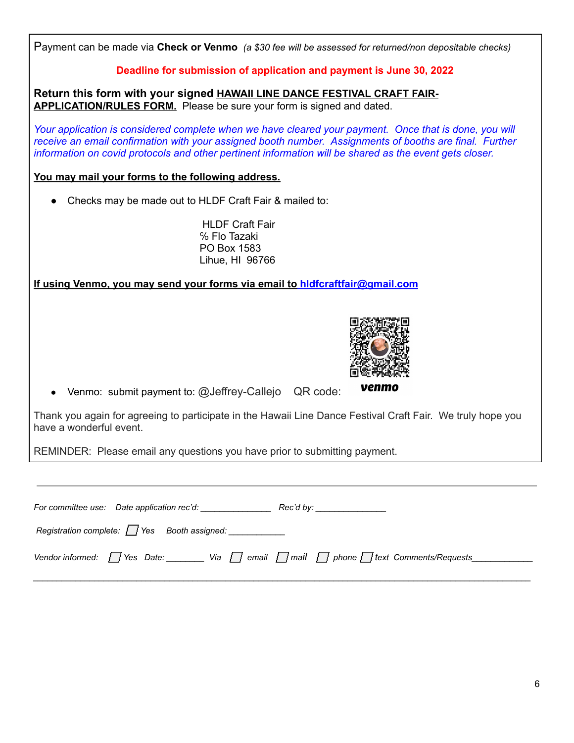Payment can be made via **Check or Venmo** *(a $30 fee will be assessed for returned/non depositable checks)*

**Deadline for submission of application and payment is June 30, 2022**

**Return this form with your signed HAWAII LINE DANCE FESTIVAL CRAFT FAIR-APPLICATION/RULES FORM.** Please be sure your form is signed and dated.

*Your application is considered complete when we have cleared your payment. Once that is done, you will receive an email confirmation with your assigned booth number. Assignments of booths are final. Further information on covid protocols and other pertinent information will be shared as the event gets closer.*

**You may mail your forms to the following address.**

- Checks may be made out to HLDF Craft Fair & mailed to:

  HLDF Craft Fair
  % Flo Tazaki
  PO Box 1583
  Lihue, HI 96766

**If using Venmo, you may send your forms via email to hldfcraftfair@gmail.com**

- Venmo: submit payment to: @Jeffrey-Callejo QR code:

venmo

Thank you again for agreeing to participate in the Hawaii Line Dance Festival Craft Fair. We truly hope you have a wonderful event.

REMINDER: Please email any questions you have prior to submitting payment.

---

*For committee use: Date application rec'd: ______________ Rec'd by: ______________*

*Registration complete: ☐ Yes Booth assigned: ___________*

*Vendor informed: ☐ Yes Date: _______ Via ☐ email ☐ mail ☐ phone ☐ text Comments/Requests____________*

---